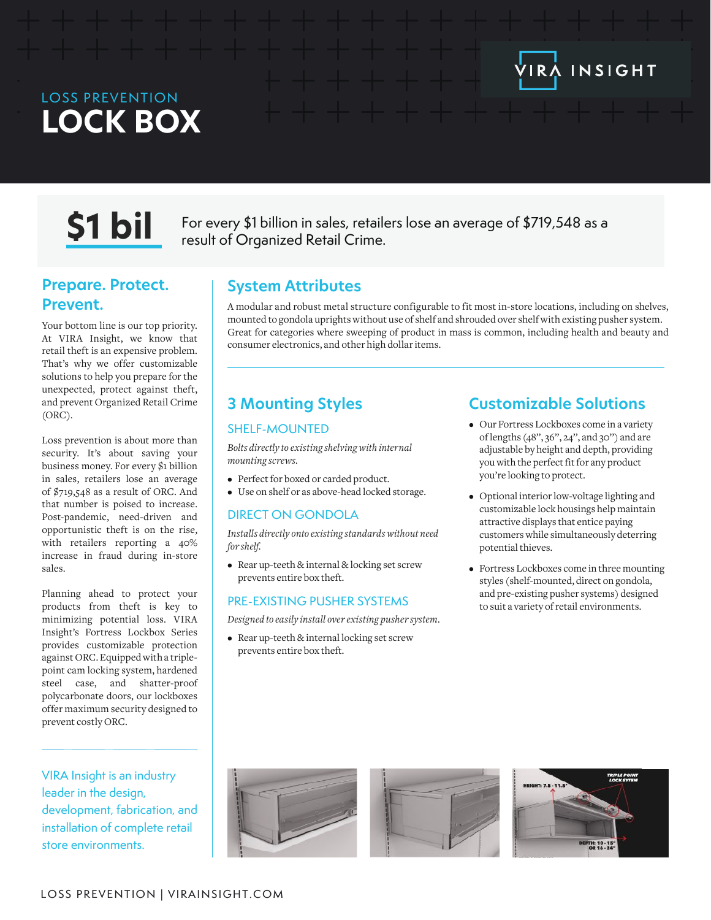VIRA INSIGHT

LOSS PREVENTION

# LOCK BOX

**$1 bil**

For every $1 billion in sales, retailers lose an average of $719,548 as a result of Organized Retail Crime.

## Prepare. Protect. Prevent.

Your bottom line is our top priority. At VIRA Insight, we know that retail theft is an expensive problem. That's why we offer customizable solutions to help you prepare for the unexpected, protect against theft, and prevent Organized Retail Crime (ORC).

Loss prevention is about more than security. It's about saving your business money. For every $1 billion in sales, retailers lose an average of $719,548 as a result of ORC. And that number is poised to increase. Post-pandemic, need-driven and opportunistic theft is on the rise, with retailers reporting a 40% increase in fraud during in-store sales.

Planning ahead to protect your products from theft is key to minimizing potential loss. VIRA Insight's Fortress Lockbox Series provides customizable protection against ORC. Equipped with a triple-point cam locking system, hardened steel case, and shatter-proof polycarbonate doors, our lockboxes offer maximum security designed to prevent costly ORC.

VIRA Insight is an industry leader in the design, development, fabrication, and installation of complete retail store environments.

## System Attributes

A modular and robust metal structure configurable to fit most in-store locations, including on shelves, mounted to gondola uprights without use of shelf and shrouded over shelf with existing pusher system. Great for categories where sweeping of product in mass is common, including health and beauty and consumer electronics, and other high dollar items.

## 3 Mounting Styles

### SHELF-MOUNTED

*Bolts directly to existing shelving with internal mounting screws.*

- Perfect for boxed or carded product.
- Use on shelf or as above-head locked storage.

### DIRECT ON GONDOLA

*Installs directly onto existing standards without need for shelf.*

- Rear up-teeth & internal & locking set screw prevents entire box theft.

### PRE-EXISTING PUSHER SYSTEMS

*Designed to easily install over existing pusher system.*

- Rear up-teeth & internal locking set screw prevents entire box theft.

## Customizable Solutions

- Our Fortress Lockboxes come in a variety of lengths (48", 36", 24", and 30") and are adjustable by height and depth, providing you with the perfect fit for any product you're looking to protect.
- Optional interior low-voltage lighting and customizable lock housings help maintain attractive displays that entice paying customers while simultaneously deterring potential thieves.
- Fortress Lockboxes come in three mounting styles (shelf-mounted, direct on gondola, and pre-existing pusher systems) designed to suit a variety of retail environments.

HEIGHT: 7.5 - 11.5"

TRIPLE POINT LOCK SYSTEM

DEPTH: 10 - 15" OR 16 - 24"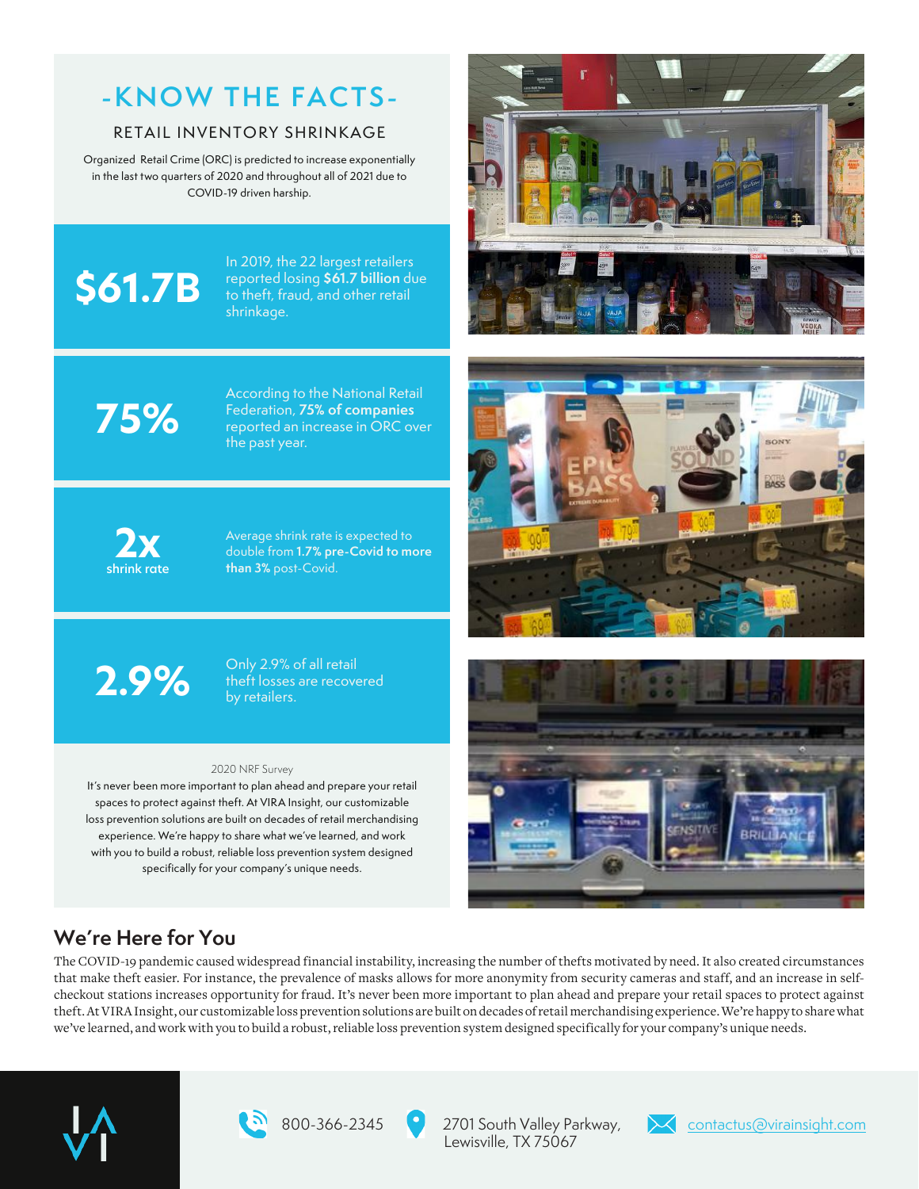# -KNOW THE FACTS-

## RETAIL INVENTORY SHRINKAGE

Organized Retail Crime (ORC) is predicted to increase exponentially in the last two quarters of 2020 and throughout all of 2021 due to COVID-19 driven harship.

**$61.7B**

In 2019, the 22 largest retailers reported losing **$61.7 billion** due to theft, fraud, and other retail shrinkage.

**75%**

According to the National Retail Federation, **75% of companies** reported an increase in ORC over the past year.

**2x**
shrink rate

Average shrink rate is expected to double from **1.7% pre-Covid to more than 3%** post-Covid.

**2.9%**

Only 2.9% of all retail theft losses are recovered by retailers.

2020 NRF Survey

It's never been more important to plan ahead and prepare your retail spaces to protect against theft. At VIRA Insight, our customizable loss prevention solutions are built on decades of retail merchandising experience. We're happy to share what we've learned, and work with you to build a robust, reliable loss prevention system designed specifically for your company's unique needs.

## We're Here for You

The COVID-19 pandemic caused widespread financial instability, increasing the number of thefts motivated by need. It also created circumstances that make theft easier. For instance, the prevalence of masks allows for more anonymity from security cameras and staff, and an increase in self-checkout stations increases opportunity for fraud. It's never been more important to plan ahead and prepare your retail spaces to protect against theft. At VIRA Insight, our customizable loss prevention solutions are built on decades of retail merchandising experience. We're happy to share what we've learned, and work with you to build a robust, reliable loss prevention system designed specifically for your company's unique needs.

800-366-2345

2701 South Valley Parkway, Lewisville, TX 75067

contactus@virainsight.com